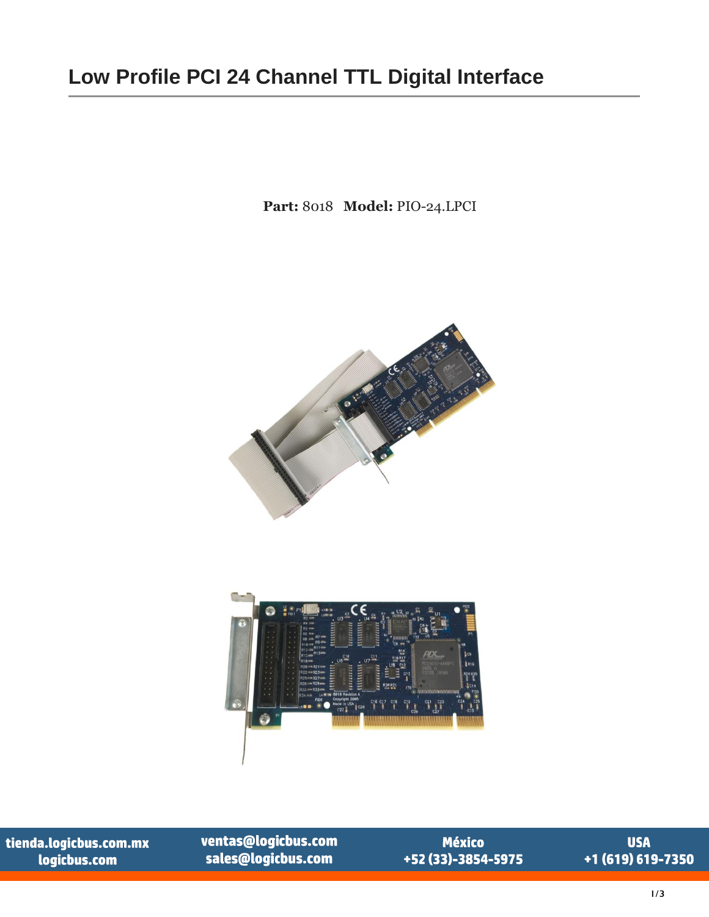# Low Profile PCI 24 Channel TTL Digital Interface

**Part:** 8018 **Model:** PIO-24.LPCI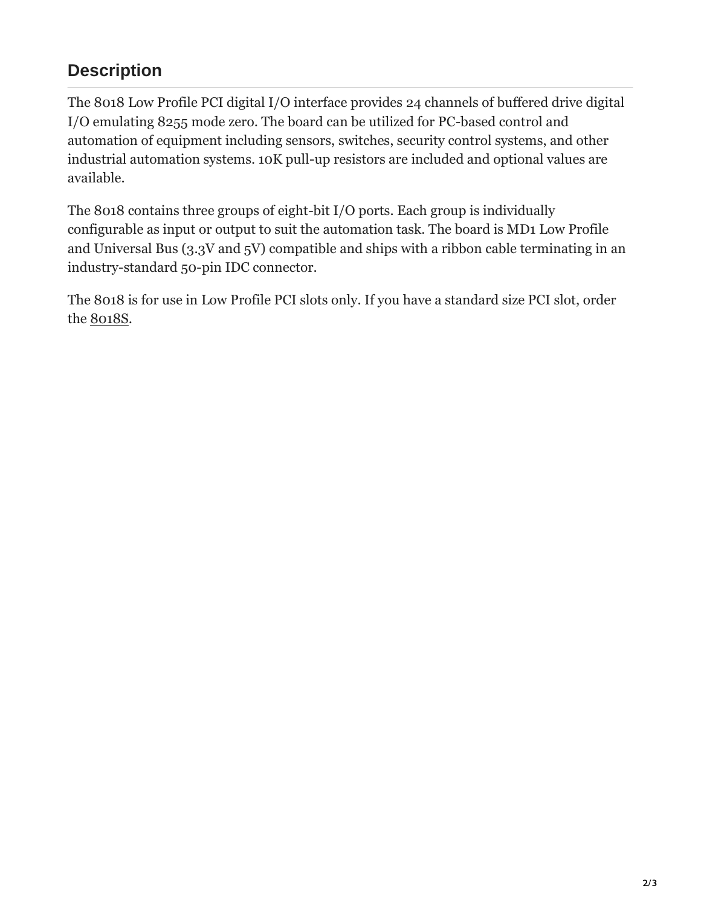## Description

The 8018 Low Profile PCI digital I/O interface provides 24 channels of buffered drive digital I/O emulating 8255 mode zero. The board can be utilized for PC-based control and automation of equipment including sensors, switches, security control systems, and other industrial automation systems. 10K pull-up resistors are included and optional values are available.

The 8018 contains three groups of eight-bit I/O ports. Each group is individually configurable as input or output to suit the automation task. The board is MD1 Low Profile and Universal Bus (3.3V and 5V) compatible and ships with a ribbon cable terminating in an industry-standard 50-pin IDC connector.

The 8018 is for use in Low Profile PCI slots only. If you have a standard size PCI slot, order the 8018S.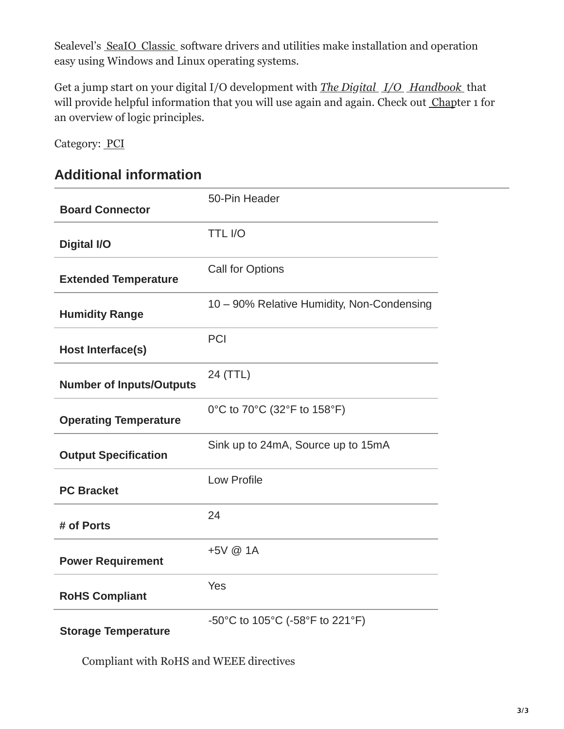Sealevel's SeaIO Classic software drivers and utilities make installation and operation easy using Windows and Linux operating systems.

Get a jump start on your digital I/O development with *The Digital I/O Handbook* that will provide helpful information that you will use again and again. Check out Chapter 1 for an overview of logic principles.

Category: PCI

## Additional information

| | |
|---|---|
| **Board Connector** | 50-Pin Header |
| **Digital I/O** | TTL I/O |
| **Extended Temperature** | Call for Options |
| **Humidity Range** | 10 – 90% Relative Humidity, Non-Condensing |
| **Host Interface(s)** | PCI |
| **Number of Inputs/Outputs** | 24 (TTL) |
| **Operating Temperature** | 0°C to 70°C (32°F to 158°F) |
| **Output Specification** | Sink up to 24mA, Source up to 15mA |
| **PC Bracket** | Low Profile |
| **# of Ports** | 24 |
| **Power Requirement** | +5V @ 1A |
| **RoHS Compliant** | Yes |
| **Storage Temperature** | -50°C to 105°C (-58°F to 221°F) |

Compliant with RoHS and WEEE directives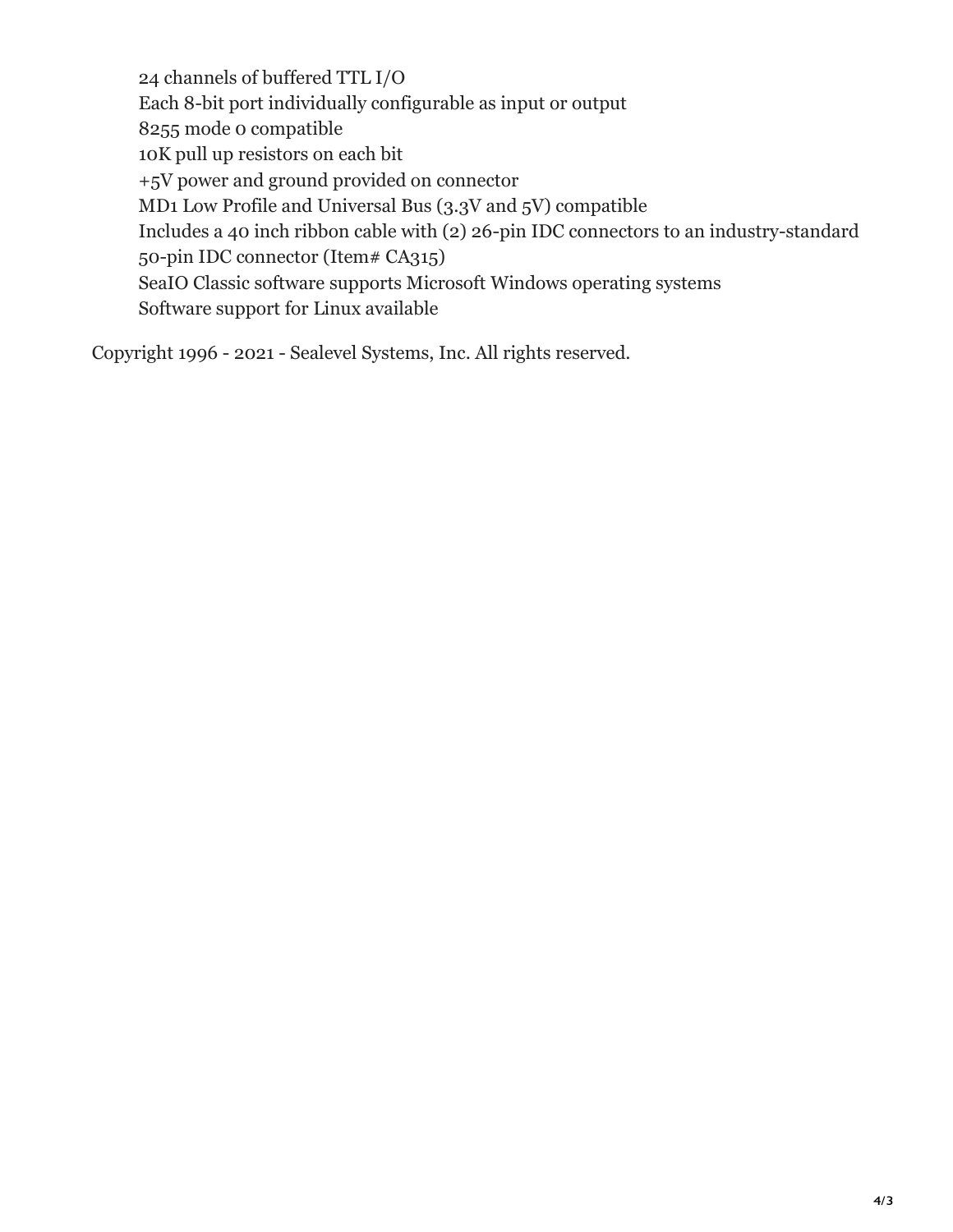- 24 channels of buffered TTL I/O
- Each 8-bit port individually configurable as input or output
- 8255 mode 0 compatible
- 10K pull up resistors on each bit
- +5V power and ground provided on connector
- MD1 Low Profile and Universal Bus (3.3V and 5V) compatible
- Includes a 40 inch ribbon cable with (2) 26-pin IDC connectors to an industry-standard 50-pin IDC connector (Item# CA315)
- SeaIO Classic software supports Microsoft Windows operating systems
- Software support for Linux available

Copyright 1996 - 2021 - Sealevel Systems, Inc. All rights reserved.